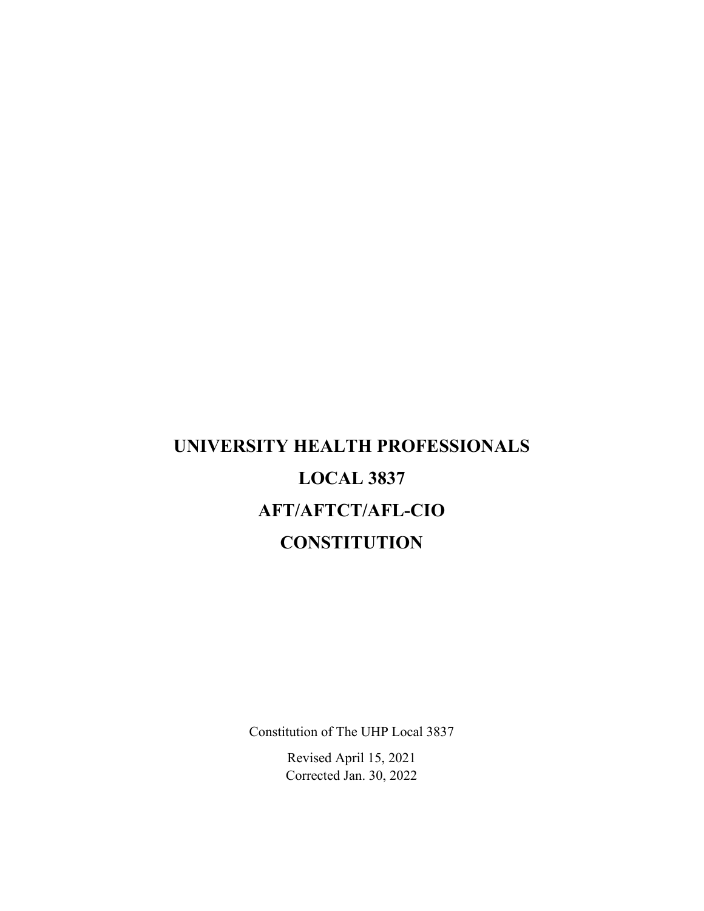# UNIVERSITY HEALTH PROFESSIONALS

# LOCAL 3837

# AFT/AFTCT/AFL-CIO

# CONSTITUTION

Constitution of The UHP Local 3837

Revised April 15, 2021
Corrected Jan. 30, 2022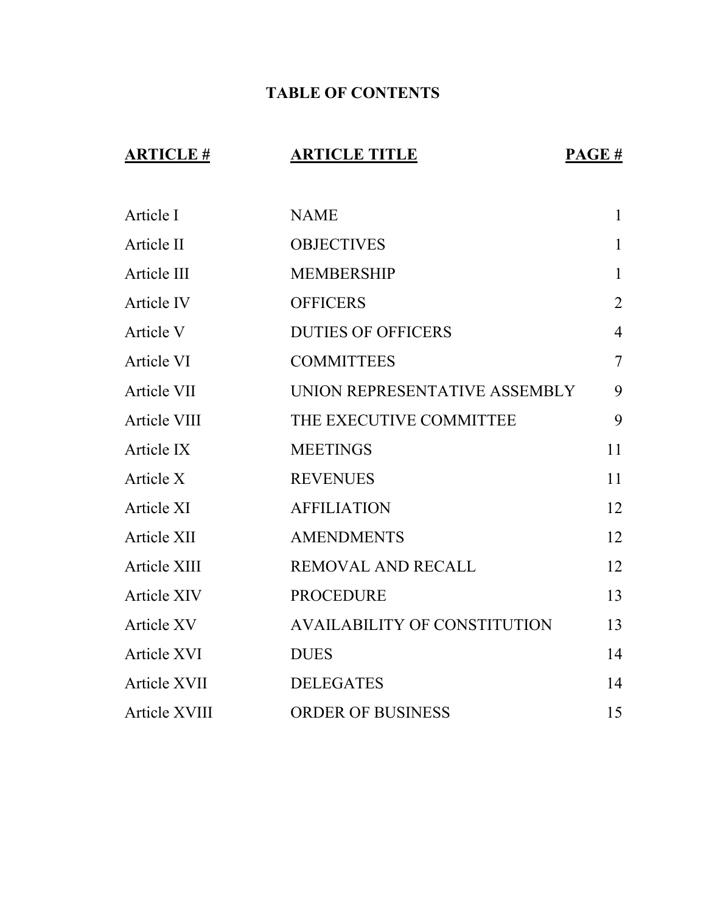# TABLE OF CONTENTS

| ARTICLE # | ARTICLE TITLE | PAGE # |
|---|---|---|
| Article I | NAME | 1 |
| Article II | OBJECTIVES | 1 |
| Article III | MEMBERSHIP | 1 |
| Article IV | OFFICERS | 2 |
| Article V | DUTIES OF OFFICERS | 4 |
| Article VI | COMMITTEES | 7 |
| Article VII | UNION REPRESENTATIVE ASSEMBLY | 9 |
| Article VIII | THE EXECUTIVE COMMITTEE | 9 |
| Article IX | MEETINGS | 11 |
| Article X | REVENUES | 11 |
| Article XI | AFFILIATION | 12 |
| Article XII | AMENDMENTS | 12 |
| Article XIII | REMOVAL AND RECALL | 12 |
| Article XIV | PROCEDURE | 13 |
| Article XV | AVAILABILITY OF CONSTITUTION | 13 |
| Article XVI | DUES | 14 |
| Article XVII | DELEGATES | 14 |
| Article XVIII | ORDER OF BUSINESS | 15 |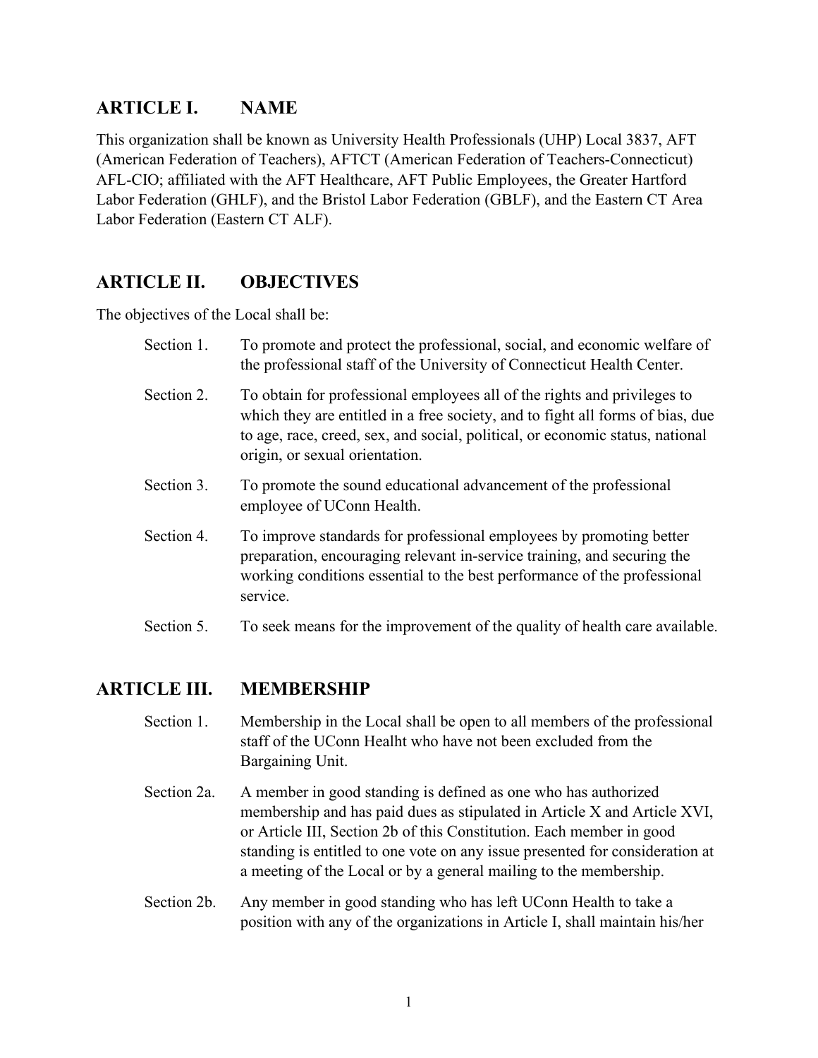## ARTICLE I. NAME

This organization shall be known as University Health Professionals (UHP) Local 3837, AFT (American Federation of Teachers), AFTCT (American Federation of Teachers-Connecticut) AFL-CIO; affiliated with the AFT Healthcare, AFT Public Employees, the Greater Hartford Labor Federation (GHLF), and the Bristol Labor Federation (GBLF), and the Eastern CT Area Labor Federation (Eastern CT ALF).

## ARTICLE II. OBJECTIVES

The objectives of the Local shall be:

Section 1. To promote and protect the professional, social, and economic welfare of the professional staff of the University of Connecticut Health Center.

Section 2. To obtain for professional employees all of the rights and privileges to which they are entitled in a free society, and to fight all forms of bias, due to age, race, creed, sex, and social, political, or economic status, national origin, or sexual orientation.

Section 3. To promote the sound educational advancement of the professional employee of UConn Health.

Section 4. To improve standards for professional employees by promoting better preparation, encouraging relevant in-service training, and securing the working conditions essential to the best performance of the professional service.

Section 5. To seek means for the improvement of the quality of health care available.

## ARTICLE III. MEMBERSHIP

Section 1. Membership in the Local shall be open to all members of the professional staff of the UConn Healht who have not been excluded from the Bargaining Unit.

Section 2a. A member in good standing is defined as one who has authorized membership and has paid dues as stipulated in Article X and Article XVI, or Article III, Section 2b of this Constitution. Each member in good standing is entitled to one vote on any issue presented for consideration at a meeting of the Local or by a general mailing to the membership.

Section 2b. Any member in good standing who has left UConn Health to take a position with any of the organizations in Article I, shall maintain his/her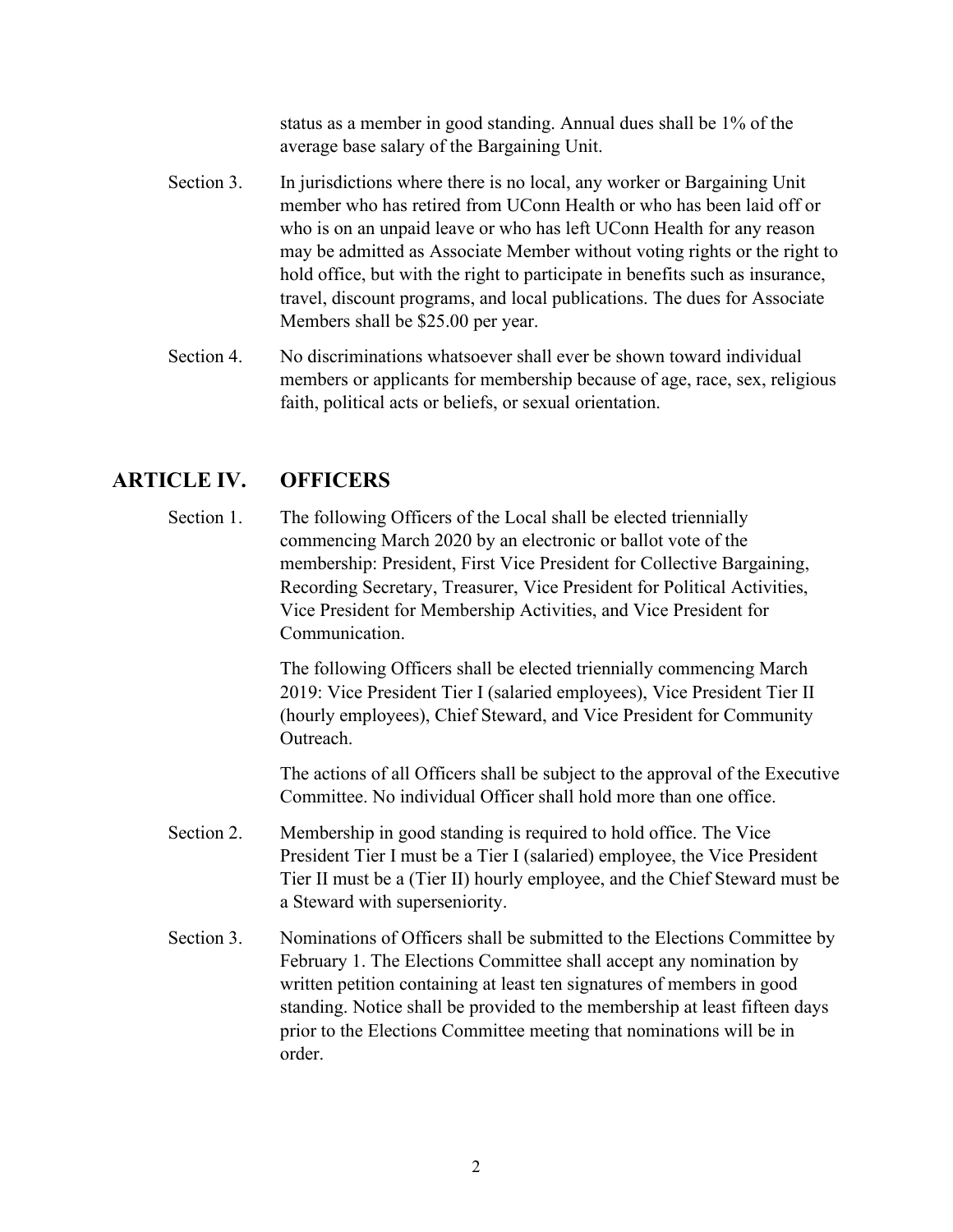status as a member in good standing. Annual dues shall be 1% of the average base salary of the Bargaining Unit.

Section 3. In jurisdictions where there is no local, any worker or Bargaining Unit member who has retired from UConn Health or who has been laid off or who is on an unpaid leave or who has left UConn Health for any reason may be admitted as Associate Member without voting rights or the right to hold office, but with the right to participate in benefits such as insurance, travel, discount programs, and local publications. The dues for Associate Members shall be $25.00 per year.

Section 4. No discriminations whatsoever shall ever be shown toward individual members or applicants for membership because of age, race, sex, religious faith, political acts or beliefs, or sexual orientation.

## ARTICLE IV. OFFICERS

Section 1. The following Officers of the Local shall be elected triennially commencing March 2020 by an electronic or ballot vote of the membership: President, First Vice President for Collective Bargaining, Recording Secretary, Treasurer, Vice President for Political Activities, Vice President for Membership Activities, and Vice President for Communication.

The following Officers shall be elected triennially commencing March 2019: Vice President Tier I (salaried employees), Vice President Tier II (hourly employees), Chief Steward, and Vice President for Community Outreach.

The actions of all Officers shall be subject to the approval of the Executive Committee. No individual Officer shall hold more than one office.

Section 2. Membership in good standing is required to hold office. The Vice President Tier I must be a Tier I (salaried) employee, the Vice President Tier II must be a (Tier II) hourly employee, and the Chief Steward must be a Steward with superseniority.

Section 3. Nominations of Officers shall be submitted to the Elections Committee by February 1. The Elections Committee shall accept any nomination by written petition containing at least ten signatures of members in good standing. Notice shall be provided to the membership at least fifteen days prior to the Elections Committee meeting that nominations will be in order.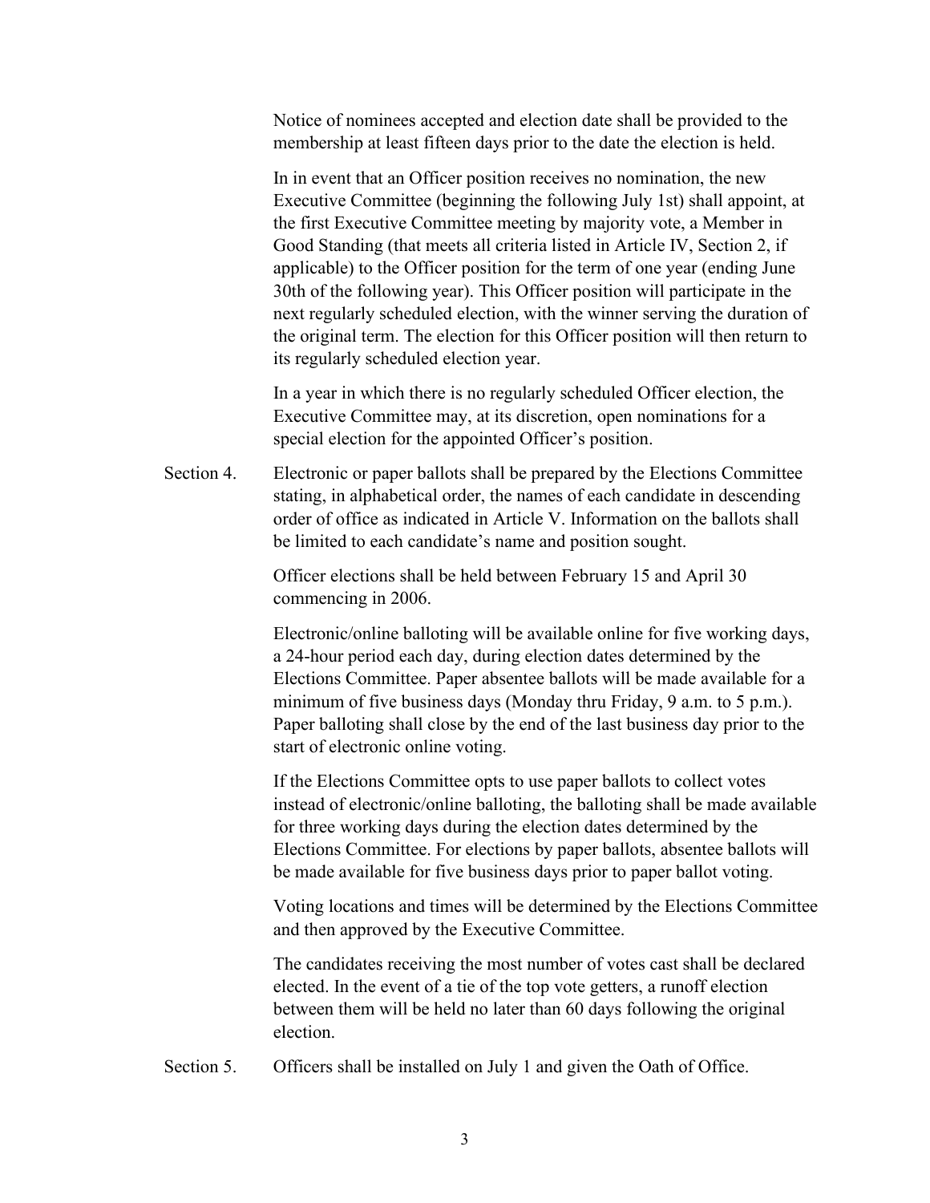Notice of nominees accepted and election date shall be provided to the membership at least fifteen days prior to the date the election is held.

In in event that an Officer position receives no nomination, the new Executive Committee (beginning the following July 1st) shall appoint, at the first Executive Committee meeting by majority vote, a Member in Good Standing (that meets all criteria listed in Article IV, Section 2, if applicable) to the Officer position for the term of one year (ending June 30th of the following year). This Officer position will participate in the next regularly scheduled election, with the winner serving the duration of the original term. The election for this Officer position will then return to its regularly scheduled election year.

In a year in which there is no regularly scheduled Officer election, the Executive Committee may, at its discretion, open nominations for a special election for the appointed Officer's position.

Section 4. Electronic or paper ballots shall be prepared by the Elections Committee stating, in alphabetical order, the names of each candidate in descending order of office as indicated in Article V. Information on the ballots shall be limited to each candidate's name and position sought.

Officer elections shall be held between February 15 and April 30 commencing in 2006.

Electronic/online balloting will be available online for five working days, a 24-hour period each day, during election dates determined by the Elections Committee. Paper absentee ballots will be made available for a minimum of five business days (Monday thru Friday, 9 a.m. to 5 p.m.). Paper balloting shall close by the end of the last business day prior to the start of electronic online voting.

If the Elections Committee opts to use paper ballots to collect votes instead of electronic/online balloting, the balloting shall be made available for three working days during the election dates determined by the Elections Committee. For elections by paper ballots, absentee ballots will be made available for five business days prior to paper ballot voting.

Voting locations and times will be determined by the Elections Committee and then approved by the Executive Committee.

The candidates receiving the most number of votes cast shall be declared elected. In the event of a tie of the top vote getters, a runoff election between them will be held no later than 60 days following the original election.

Section 5. Officers shall be installed on July 1 and given the Oath of Office.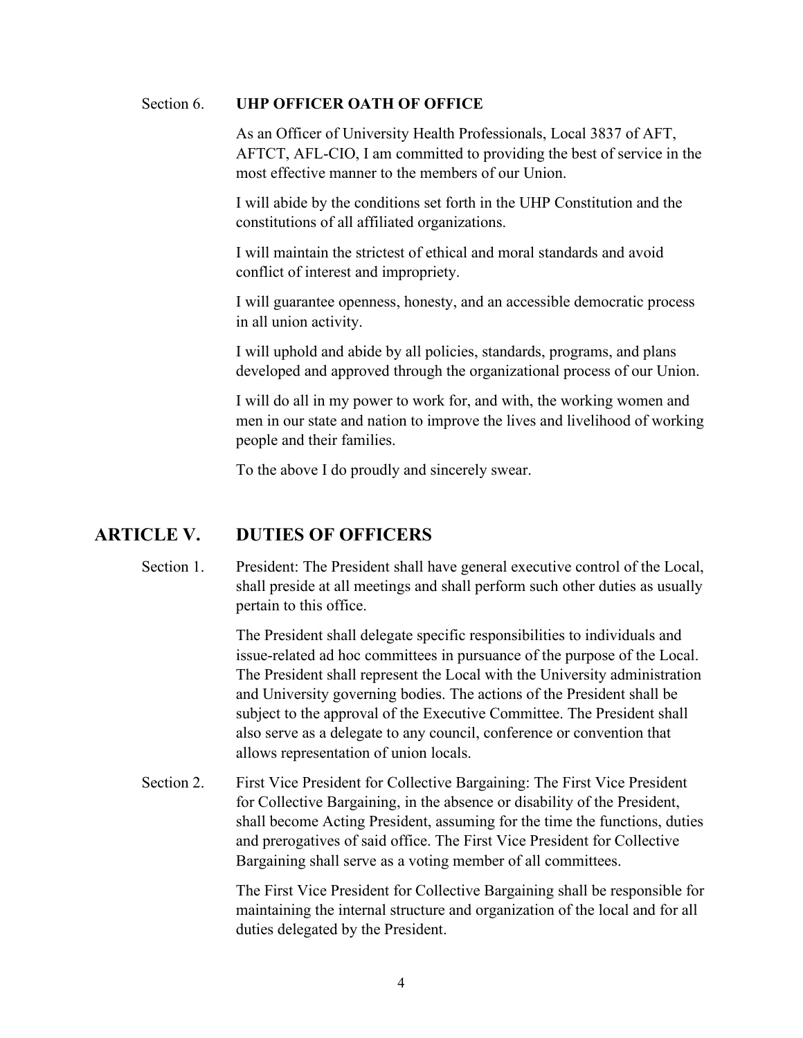Section 6. **UHP OFFICER OATH OF OFFICE**

As an Officer of University Health Professionals, Local 3837 of AFT, AFTCT, AFL-CIO, I am committed to providing the best of service in the most effective manner to the members of our Union.

I will abide by the conditions set forth in the UHP Constitution and the constitutions of all affiliated organizations.

I will maintain the strictest of ethical and moral standards and avoid conflict of interest and impropriety.

I will guarantee openness, honesty, and an accessible democratic process in all union activity.

I will uphold and abide by all policies, standards, programs, and plans developed and approved through the organizational process of our Union.

I will do all in my power to work for, and with, the working women and men in our state and nation to improve the lives and livelihood of working people and their families.

To the above I do proudly and sincerely swear.

## ARTICLE V. DUTIES OF OFFICERS

Section 1. President: The President shall have general executive control of the Local, shall preside at all meetings and shall perform such other duties as usually pertain to this office.

The President shall delegate specific responsibilities to individuals and issue-related ad hoc committees in pursuance of the purpose of the Local. The President shall represent the Local with the University administration and University governing bodies. The actions of the President shall be subject to the approval of the Executive Committee. The President shall also serve as a delegate to any council, conference or convention that allows representation of union locals.

Section 2. First Vice President for Collective Bargaining: The First Vice President for Collective Bargaining, in the absence or disability of the President, shall become Acting President, assuming for the time the functions, duties and prerogatives of said office. The First Vice President for Collective Bargaining shall serve as a voting member of all committees.

The First Vice President for Collective Bargaining shall be responsible for maintaining the internal structure and organization of the local and for all duties delegated by the President.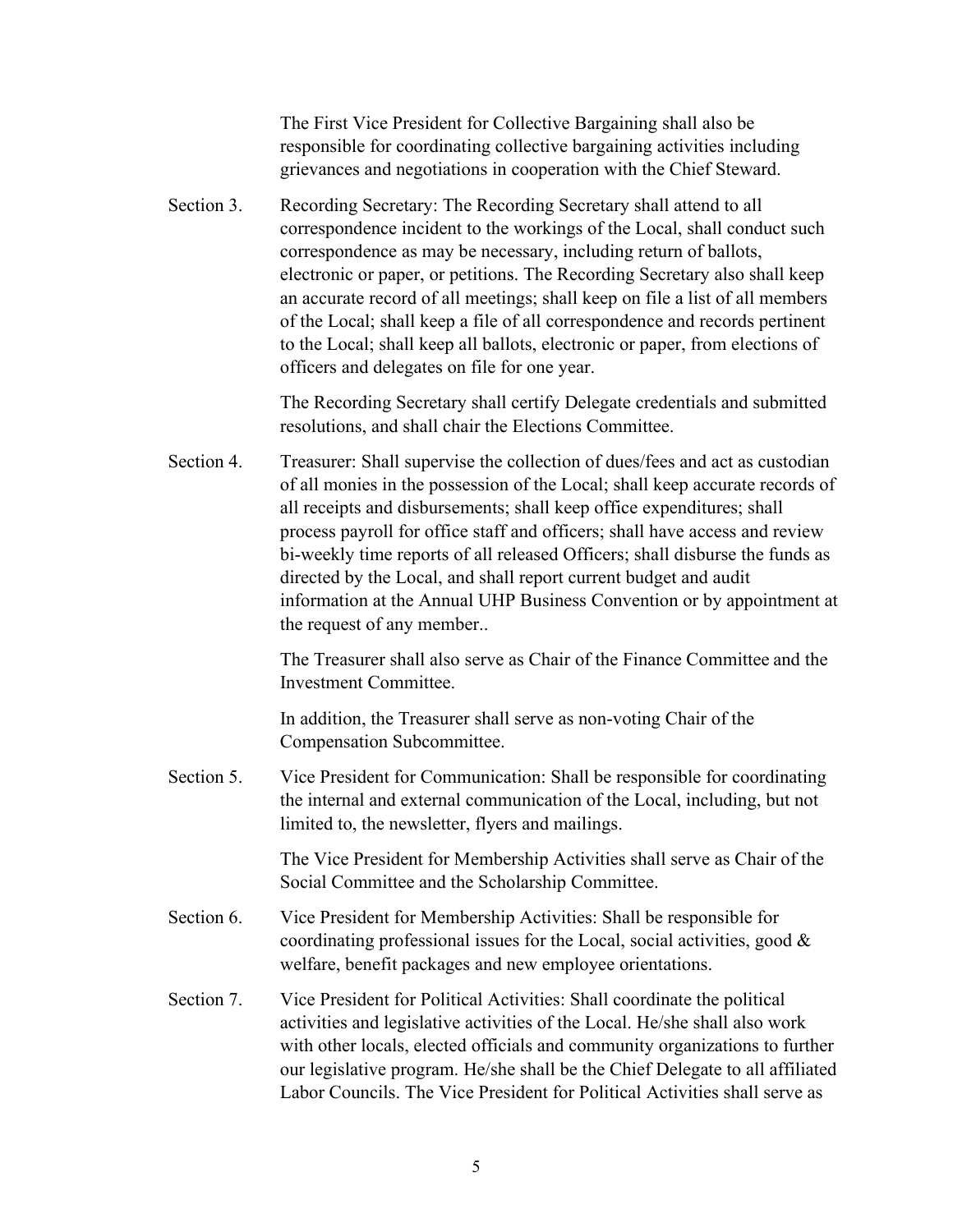The First Vice President for Collective Bargaining shall also be responsible for coordinating collective bargaining activities including grievances and negotiations in cooperation with the Chief Steward.

Section 3. Recording Secretary: The Recording Secretary shall attend to all correspondence incident to the workings of the Local, shall conduct such correspondence as may be necessary, including return of ballots, electronic or paper, or petitions. The Recording Secretary also shall keep an accurate record of all meetings; shall keep on file a list of all members of the Local; shall keep a file of all correspondence and records pertinent to the Local; shall keep all ballots, electronic or paper, from elections of officers and delegates on file for one year.

The Recording Secretary shall certify Delegate credentials and submitted resolutions, and shall chair the Elections Committee.

Section 4. Treasurer: Shall supervise the collection of dues/fees and act as custodian of all monies in the possession of the Local; shall keep accurate records of all receipts and disbursements; shall keep office expenditures; shall process payroll for office staff and officers; shall have access and review bi-weekly time reports of all released Officers; shall disburse the funds as directed by the Local, and shall report current budget and audit information at the Annual UHP Business Convention or by appointment at the request of any member..

The Treasurer shall also serve as Chair of the Finance Committee and the Investment Committee.

In addition, the Treasurer shall serve as non-voting Chair of the Compensation Subcommittee.

Section 5. Vice President for Communication: Shall be responsible for coordinating the internal and external communication of the Local, including, but not limited to, the newsletter, flyers and mailings.

The Vice President for Membership Activities shall serve as Chair of the Social Committee and the Scholarship Committee.

Section 6. Vice President for Membership Activities: Shall be responsible for coordinating professional issues for the Local, social activities, good & welfare, benefit packages and new employee orientations.

Section 7. Vice President for Political Activities: Shall coordinate the political activities and legislative activities of the Local. He/she shall also work with other locals, elected officials and community organizations to further our legislative program. He/she shall be the Chief Delegate to all affiliated Labor Councils. The Vice President for Political Activities shall serve as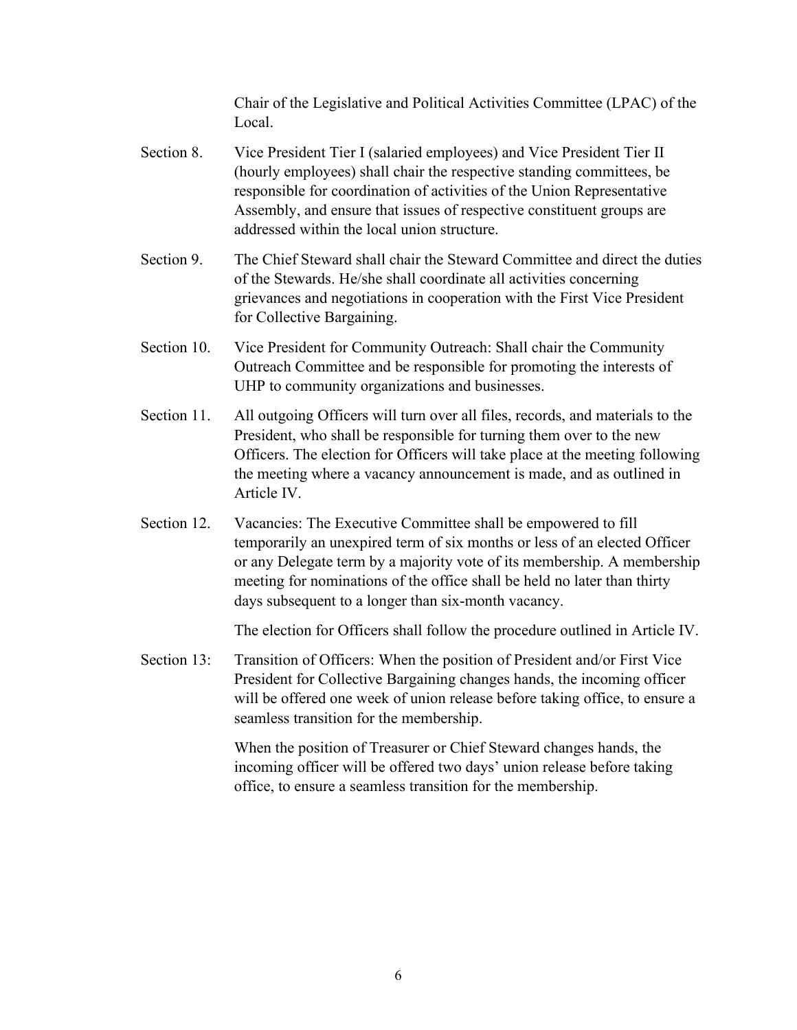Chair of the Legislative and Political Activities Committee (LPAC) of the Local.

Section 8. Vice President Tier I (salaried employees) and Vice President Tier II (hourly employees) shall chair the respective standing committees, be responsible for coordination of activities of the Union Representative Assembly, and ensure that issues of respective constituent groups are addressed within the local union structure.

Section 9. The Chief Steward shall chair the Steward Committee and direct the duties of the Stewards. He/she shall coordinate all activities concerning grievances and negotiations in cooperation with the First Vice President for Collective Bargaining.

Section 10. Vice President for Community Outreach: Shall chair the Community Outreach Committee and be responsible for promoting the interests of UHP to community organizations and businesses.

Section 11. All outgoing Officers will turn over all files, records, and materials to the President, who shall be responsible for turning them over to the new Officers. The election for Officers will take place at the meeting following the meeting where a vacancy announcement is made, and as outlined in Article IV.

Section 12. Vacancies: The Executive Committee shall be empowered to fill temporarily an unexpired term of six months or less of an elected Officer or any Delegate term by a majority vote of its membership. A membership meeting for nominations of the office shall be held no later than thirty days subsequent to a longer than six-month vacancy.

The election for Officers shall follow the procedure outlined in Article IV.

Section 13: Transition of Officers: When the position of President and/or First Vice President for Collective Bargaining changes hands, the incoming officer will be offered one week of union release before taking office, to ensure a seamless transition for the membership.

When the position of Treasurer or Chief Steward changes hands, the incoming officer will be offered two days' union release before taking office, to ensure a seamless transition for the membership.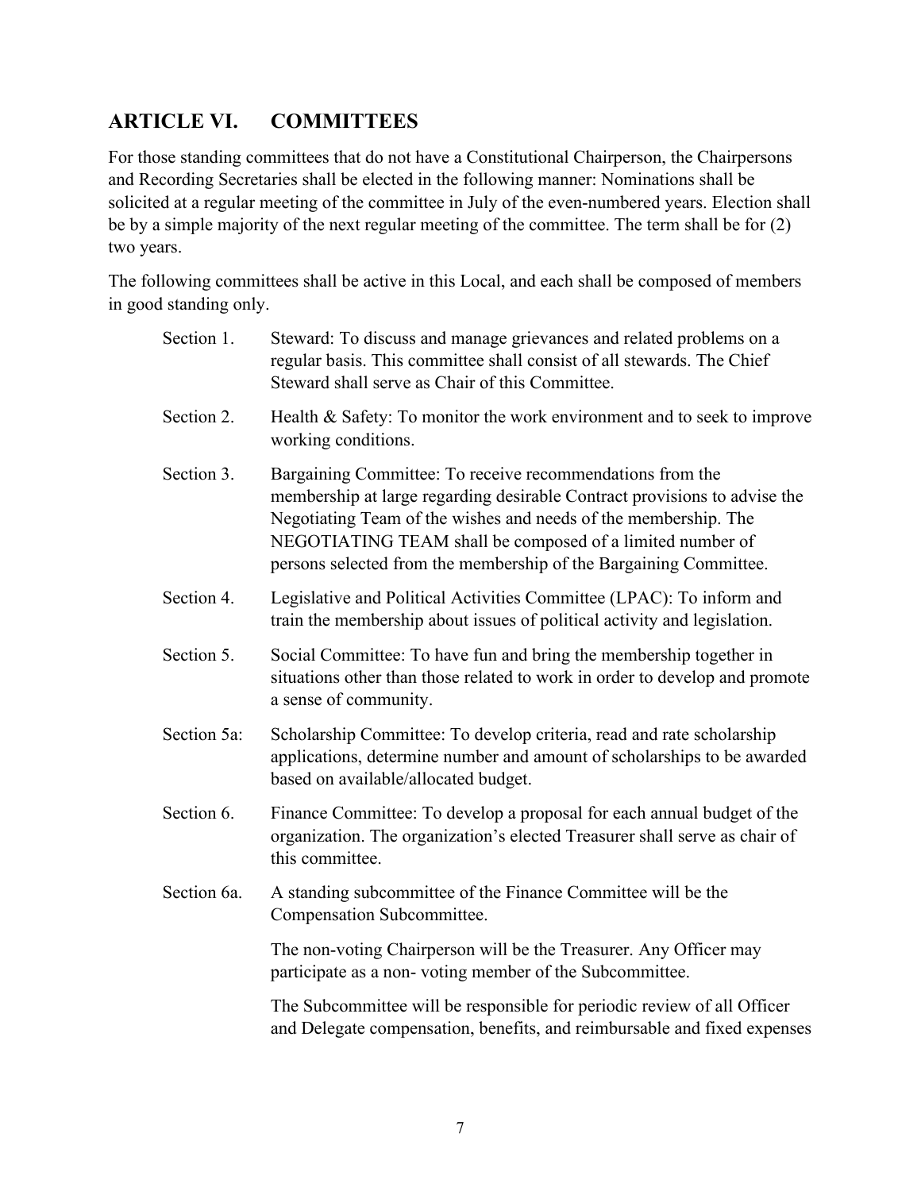## ARTICLE VI. COMMITTEES

For those standing committees that do not have a Constitutional Chairperson, the Chairpersons and Recording Secretaries shall be elected in the following manner: Nominations shall be solicited at a regular meeting of the committee in July of the even-numbered years. Election shall be by a simple majority of the next regular meeting of the committee. The term shall be for (2) two years.

The following committees shall be active in this Local, and each shall be composed of members in good standing only.

Section 1. Steward: To discuss and manage grievances and related problems on a regular basis. This committee shall consist of all stewards. The Chief Steward shall serve as Chair of this Committee.

Section 2. Health & Safety: To monitor the work environment and to seek to improve working conditions.

Section 3. Bargaining Committee: To receive recommendations from the membership at large regarding desirable Contract provisions to advise the Negotiating Team of the wishes and needs of the membership. The NEGOTIATING TEAM shall be composed of a limited number of persons selected from the membership of the Bargaining Committee.

Section 4. Legislative and Political Activities Committee (LPAC): To inform and train the membership about issues of political activity and legislation.

Section 5. Social Committee: To have fun and bring the membership together in situations other than those related to work in order to develop and promote a sense of community.

Section 5a: Scholarship Committee: To develop criteria, read and rate scholarship applications, determine number and amount of scholarships to be awarded based on available/allocated budget.

Section 6. Finance Committee: To develop a proposal for each annual budget of the organization. The organization's elected Treasurer shall serve as chair of this committee.

Section 6a. A standing subcommittee of the Finance Committee will be the Compensation Subcommittee.

The non-voting Chairperson will be the Treasurer. Any Officer may participate as a non- voting member of the Subcommittee.

The Subcommittee will be responsible for periodic review of all Officer and Delegate compensation, benefits, and reimbursable and fixed expenses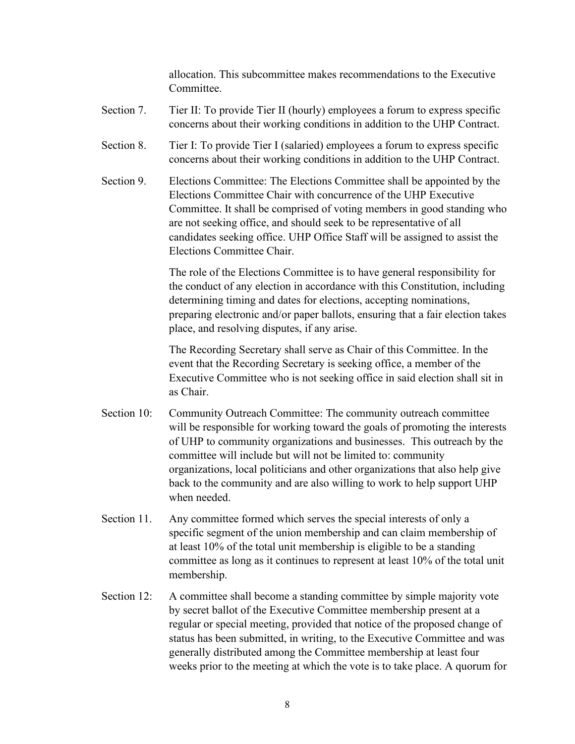allocation. This subcommittee makes recommendations to the Executive Committee.

Section 7. Tier II: To provide Tier II (hourly) employees a forum to express specific concerns about their working conditions in addition to the UHP Contract.

Section 8. Tier I: To provide Tier I (salaried) employees a forum to express specific concerns about their working conditions in addition to the UHP Contract.

Section 9. Elections Committee: The Elections Committee shall be appointed by the Elections Committee Chair with concurrence of the UHP Executive Committee. It shall be comprised of voting members in good standing who are not seeking office, and should seek to be representative of all candidates seeking office. UHP Office Staff will be assigned to assist the Elections Committee Chair.

The role of the Elections Committee is to have general responsibility for the conduct of any election in accordance with this Constitution, including determining timing and dates for elections, accepting nominations, preparing electronic and/or paper ballots, ensuring that a fair election takes place, and resolving disputes, if any arise.

The Recording Secretary shall serve as Chair of this Committee. In the event that the Recording Secretary is seeking office, a member of the Executive Committee who is not seeking office in said election shall sit in as Chair.

Section 10: Community Outreach Committee: The community outreach committee will be responsible for working toward the goals of promoting the interests of UHP to community organizations and businesses. This outreach by the committee will include but will not be limited to: community organizations, local politicians and other organizations that also help give back to the community and are also willing to work to help support UHP when needed.

Section 11. Any committee formed which serves the special interests of only a specific segment of the union membership and can claim membership of at least 10% of the total unit membership is eligible to be a standing committee as long as it continues to represent at least 10% of the total unit membership.

Section 12: A committee shall become a standing committee by simple majority vote by secret ballot of the Executive Committee membership present at a regular or special meeting, provided that notice of the proposed change of status has been submitted, in writing, to the Executive Committee and was generally distributed among the Committee membership at least four weeks prior to the meeting at which the vote is to take place. A quorum for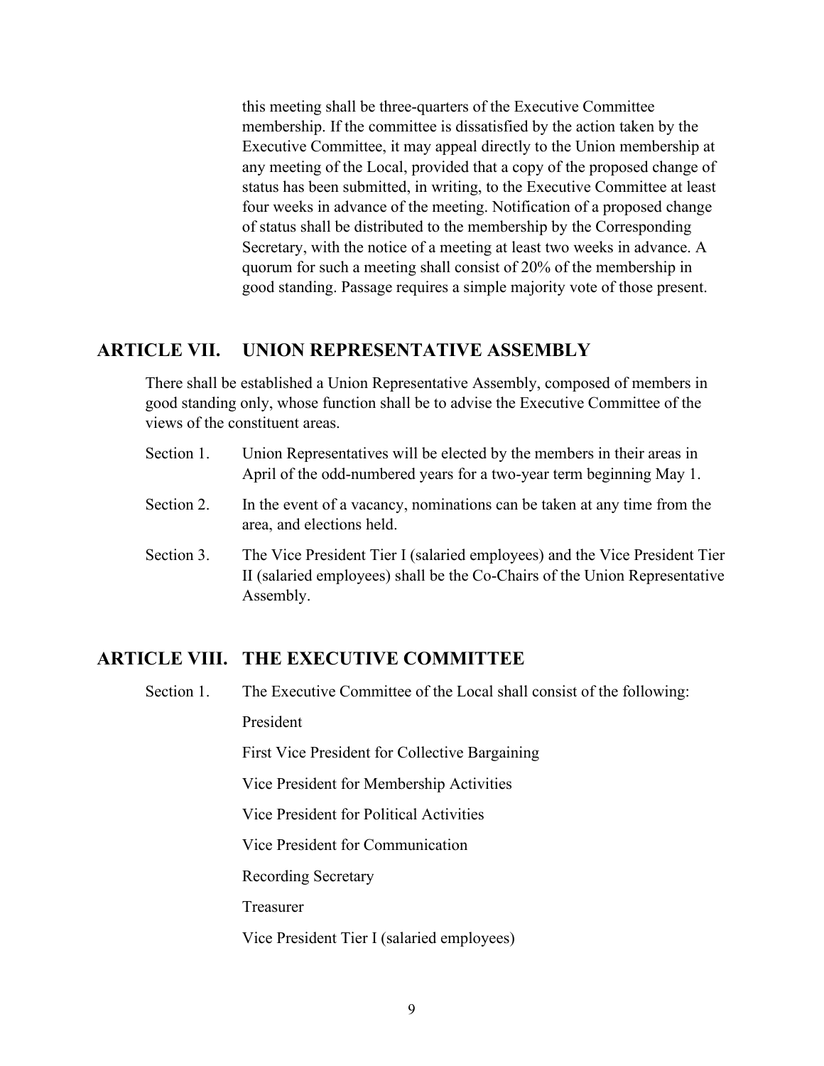this meeting shall be three-quarters of the Executive Committee membership. If the committee is dissatisfied by the action taken by the Executive Committee, it may appeal directly to the Union membership at any meeting of the Local, provided that a copy of the proposed change of status has been submitted, in writing, to the Executive Committee at least four weeks in advance of the meeting. Notification of a proposed change of status shall be distributed to the membership by the Corresponding Secretary, with the notice of a meeting at least two weeks in advance. A quorum for such a meeting shall consist of 20% of the membership in good standing. Passage requires a simple majority vote of those present.

## ARTICLE VII. UNION REPRESENTATIVE ASSEMBLY

There shall be established a Union Representative Assembly, composed of members in good standing only, whose function shall be to advise the Executive Committee of the views of the constituent areas.

Section 1. Union Representatives will be elected by the members in their areas in April of the odd-numbered years for a two-year term beginning May 1.

Section 2. In the event of a vacancy, nominations can be taken at any time from the area, and elections held.

Section 3. The Vice President Tier I (salaried employees) and the Vice President Tier II (salaried employees) shall be the Co-Chairs of the Union Representative Assembly.

## ARTICLE VIII. THE EXECUTIVE COMMITTEE

Section 1. The Executive Committee of the Local shall consist of the following:

President

First Vice President for Collective Bargaining

Vice President for Membership Activities

Vice President for Political Activities

Vice President for Communication

Recording Secretary

Treasurer

Vice President Tier I (salaried employees)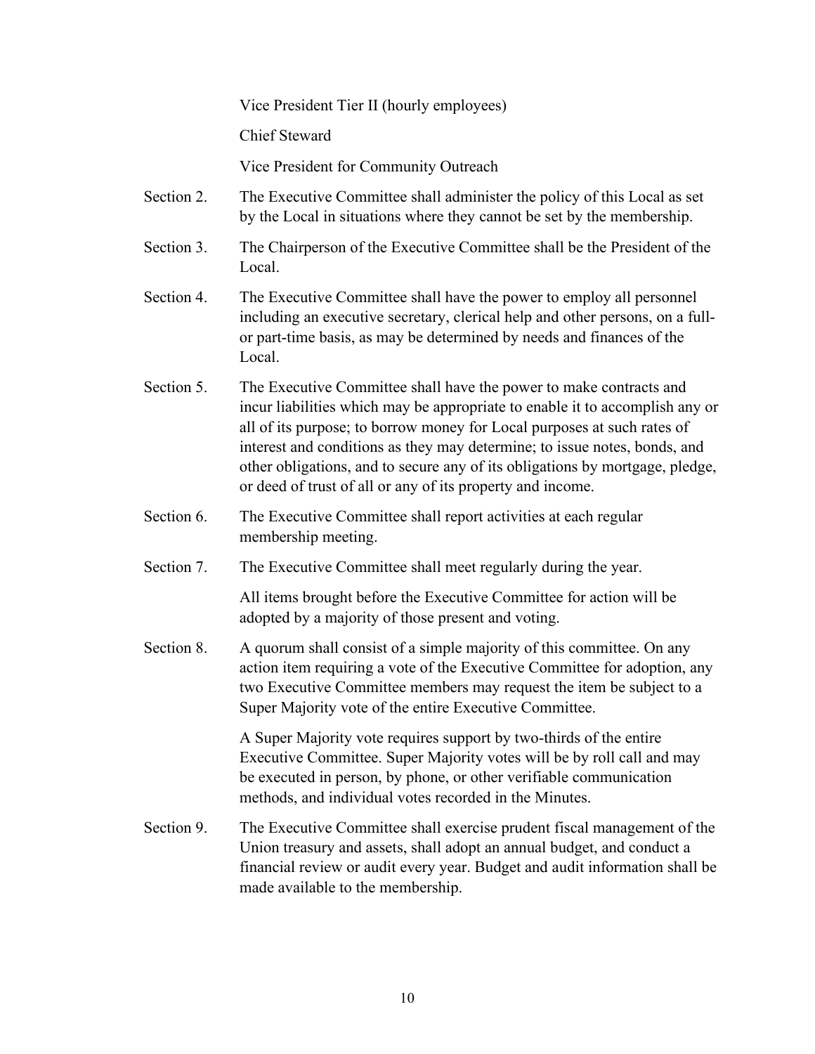Vice President Tier II (hourly employees)

Chief Steward

Vice President for Community Outreach

Section 2. The Executive Committee shall administer the policy of this Local as set by the Local in situations where they cannot be set by the membership.

Section 3. The Chairperson of the Executive Committee shall be the President of the Local.

Section 4. The Executive Committee shall have the power to employ all personnel including an executive secretary, clerical help and other persons, on a full- or part-time basis, as may be determined by needs and finances of the Local.

Section 5. The Executive Committee shall have the power to make contracts and incur liabilities which may be appropriate to enable it to accomplish any or all of its purpose; to borrow money for Local purposes at such rates of interest and conditions as they may determine; to issue notes, bonds, and other obligations, and to secure any of its obligations by mortgage, pledge, or deed of trust of all or any of its property and income.

Section 6. The Executive Committee shall report activities at each regular membership meeting.

Section 7. The Executive Committee shall meet regularly during the year.

All items brought before the Executive Committee for action will be adopted by a majority of those present and voting.

Section 8. A quorum shall consist of a simple majority of this committee. On any action item requiring a vote of the Executive Committee for adoption, any two Executive Committee members may request the item be subject to a Super Majority vote of the entire Executive Committee.

A Super Majority vote requires support by two-thirds of the entire Executive Committee. Super Majority votes will be by roll call and may be executed in person, by phone, or other verifiable communication methods, and individual votes recorded in the Minutes.

Section 9. The Executive Committee shall exercise prudent fiscal management of the Union treasury and assets, shall adopt an annual budget, and conduct a financial review or audit every year. Budget and audit information shall be made available to the membership.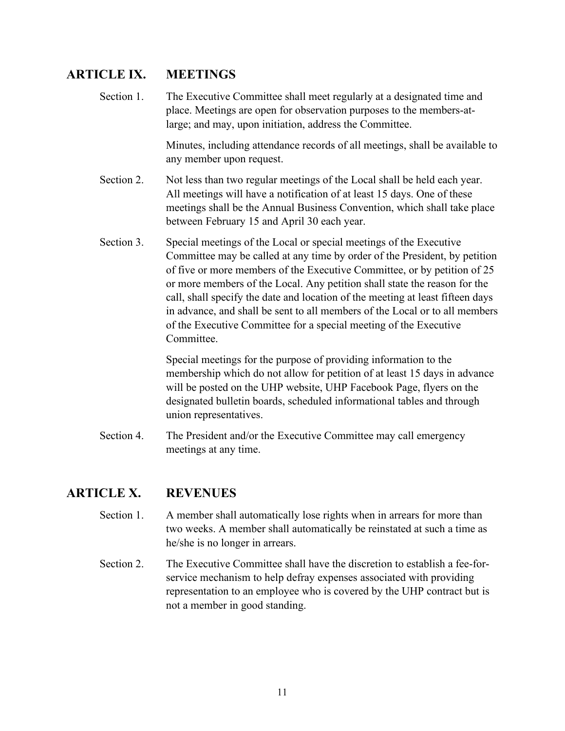## ARTICLE IX. MEETINGS

Section 1. The Executive Committee shall meet regularly at a designated time and place. Meetings are open for observation purposes to the members-at-large; and may, upon initiation, address the Committee.

Minutes, including attendance records of all meetings, shall be available to any member upon request.

Section 2. Not less than two regular meetings of the Local shall be held each year. All meetings will have a notification of at least 15 days. One of these meetings shall be the Annual Business Convention, which shall take place between February 15 and April 30 each year.

Section 3. Special meetings of the Local or special meetings of the Executive Committee may be called at any time by order of the President, by petition of five or more members of the Executive Committee, or by petition of 25 or more members of the Local. Any petition shall state the reason for the call, shall specify the date and location of the meeting at least fifteen days in advance, and shall be sent to all members of the Local or to all members of the Executive Committee for a special meeting of the Executive Committee.

Special meetings for the purpose of providing information to the membership which do not allow for petition of at least 15 days in advance will be posted on the UHP website, UHP Facebook Page, flyers on the designated bulletin boards, scheduled informational tables and through union representatives.

Section 4. The President and/or the Executive Committee may call emergency meetings at any time.

## ARTICLE X. REVENUES

Section 1. A member shall automatically lose rights when in arrears for more than two weeks. A member shall automatically be reinstated at such a time as he/she is no longer in arrears.

Section 2. The Executive Committee shall have the discretion to establish a fee-for-service mechanism to help defray expenses associated with providing representation to an employee who is covered by the UHP contract but is not a member in good standing.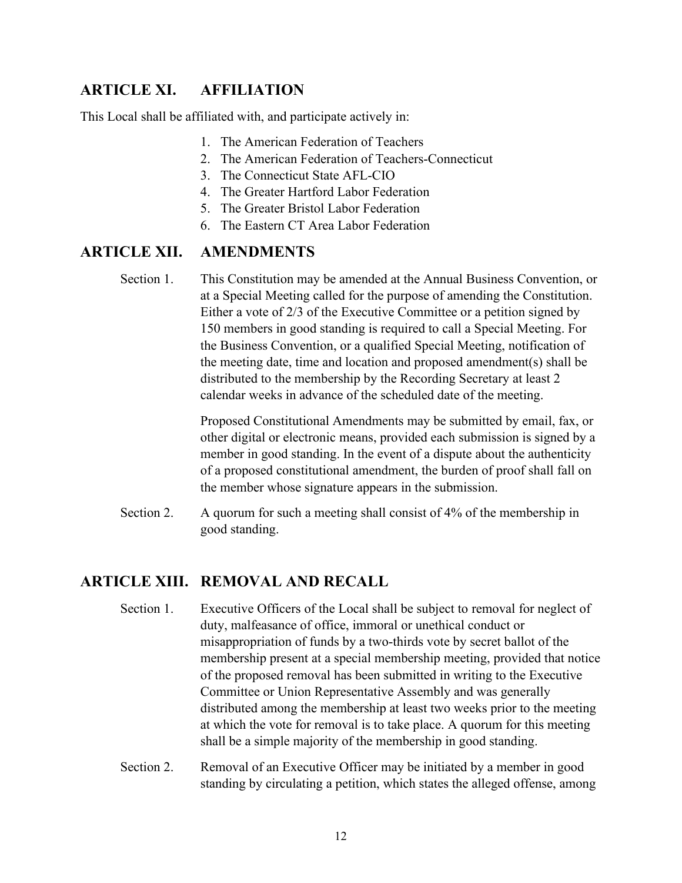## ARTICLE XI. AFFILIATION

This Local shall be affiliated with, and participate actively in:

1. The American Federation of Teachers
2. The American Federation of Teachers-Connecticut
3. The Connecticut State AFL-CIO
4. The Greater Hartford Labor Federation
5. The Greater Bristol Labor Federation
6. The Eastern CT Area Labor Federation

## ARTICLE XII. AMENDMENTS

Section 1. This Constitution may be amended at the Annual Business Convention, or at a Special Meeting called for the purpose of amending the Constitution. Either a vote of 2/3 of the Executive Committee or a petition signed by 150 members in good standing is required to call a Special Meeting. For the Business Convention, or a qualified Special Meeting, notification of the meeting date, time and location and proposed amendment(s) shall be distributed to the membership by the Recording Secretary at least 2 calendar weeks in advance of the scheduled date of the meeting.

Proposed Constitutional Amendments may be submitted by email, fax, or other digital or electronic means, provided each submission is signed by a member in good standing. In the event of a dispute about the authenticity of a proposed constitutional amendment, the burden of proof shall fall on the member whose signature appears in the submission.

Section 2. A quorum for such a meeting shall consist of 4% of the membership in good standing.

## ARTICLE XIII. REMOVAL AND RECALL

Section 1. Executive Officers of the Local shall be subject to removal for neglect of duty, malfeasance of office, immoral or unethical conduct or misappropriation of funds by a two-thirds vote by secret ballot of the membership present at a special membership meeting, provided that notice of the proposed removal has been submitted in writing to the Executive Committee or Union Representative Assembly and was generally distributed among the membership at least two weeks prior to the meeting at which the vote for removal is to take place. A quorum for this meeting shall be a simple majority of the membership in good standing.

Section 2. Removal of an Executive Officer may be initiated by a member in good standing by circulating a petition, which states the alleged offense, among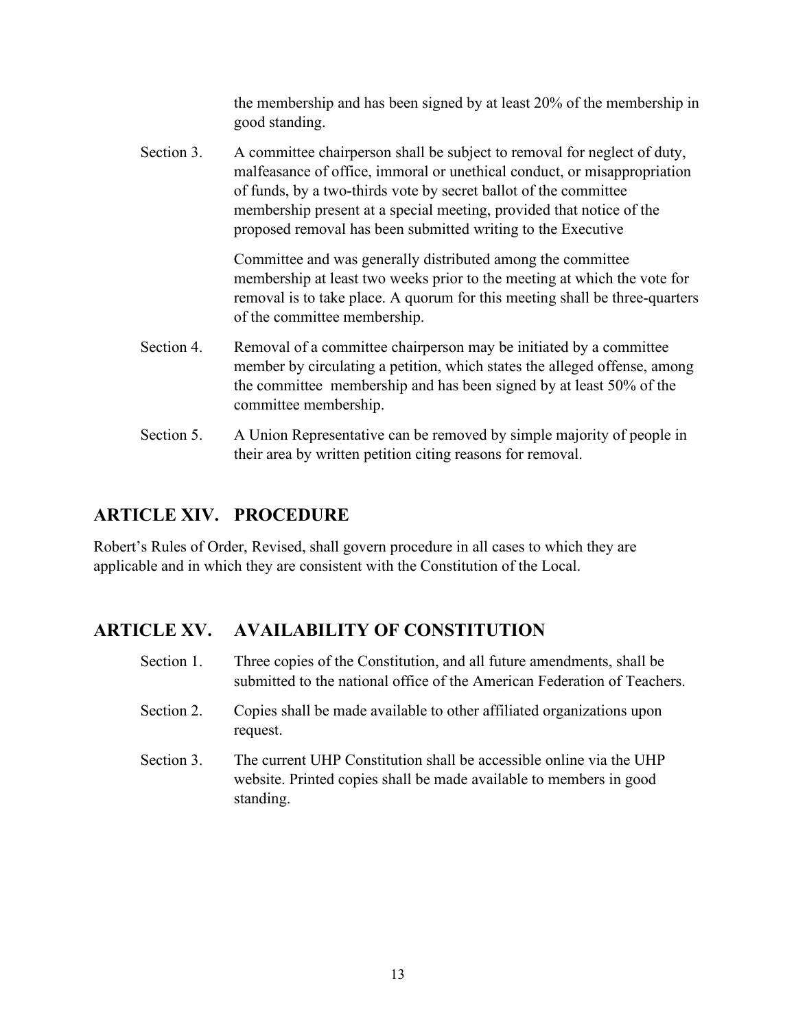the membership and has been signed by at least 20% of the membership in good standing.

Section 3. A committee chairperson shall be subject to removal for neglect of duty, malfeasance of office, immoral or unethical conduct, or misappropriation of funds, by a two-thirds vote by secret ballot of the committee membership present at a special meeting, provided that notice of the proposed removal has been submitted writing to the Executive Committee and was generally distributed among the committee membership at least two weeks prior to the meeting at which the vote for removal is to take place. A quorum for this meeting shall be three-quarters of the committee membership.

Section 4. Removal of a committee chairperson may be initiated by a committee member by circulating a petition, which states the alleged offense, among the committee membership and has been signed by at least 50% of the committee membership.

Section 5. A Union Representative can be removed by simple majority of people in their area by written petition citing reasons for removal.

## ARTICLE XIV. PROCEDURE

Robert's Rules of Order, Revised, shall govern procedure in all cases to which they are applicable and in which they are consistent with the Constitution of the Local.

## ARTICLE XV. AVAILABILITY OF CONSTITUTION

Section 1. Three copies of the Constitution, and all future amendments, shall be submitted to the national office of the American Federation of Teachers.

Section 2. Copies shall be made available to other affiliated organizations upon request.

Section 3. The current UHP Constitution shall be accessible online via the UHP website. Printed copies shall be made available to members in good standing.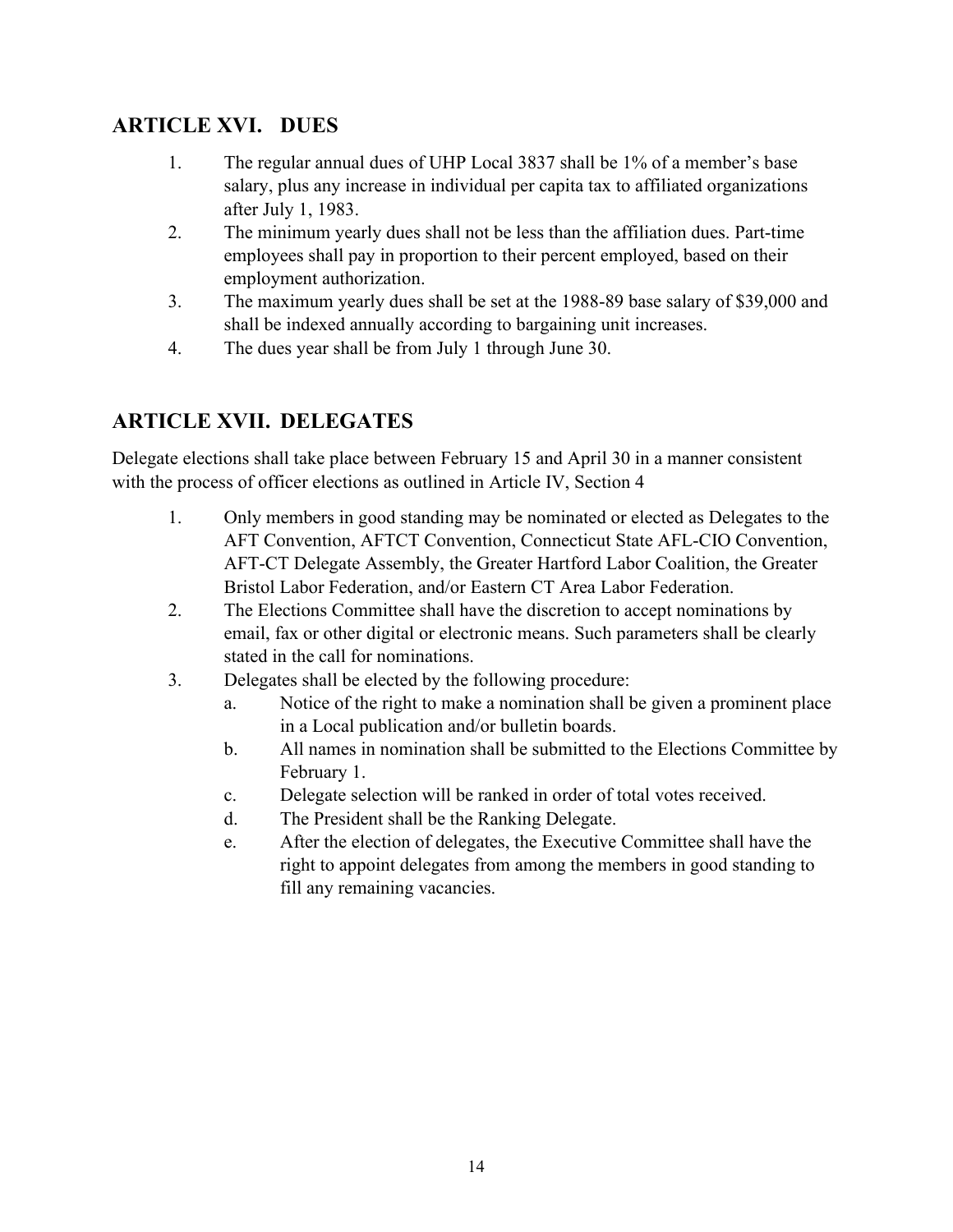## ARTICLE XVI. DUES

1. The regular annual dues of UHP Local 3837 shall be 1% of a member's base salary, plus any increase in individual per capita tax to affiliated organizations after July 1, 1983.
2. The minimum yearly dues shall not be less than the affiliation dues. Part-time employees shall pay in proportion to their percent employed, based on their employment authorization.
3. The maximum yearly dues shall be set at the 1988-89 base salary of $39,000 and shall be indexed annually according to bargaining unit increases.
4. The dues year shall be from July 1 through June 30.

## ARTICLE XVII. DELEGATES

Delegate elections shall take place between February 15 and April 30 in a manner consistent with the process of officer elections as outlined in Article IV, Section 4

1. Only members in good standing may be nominated or elected as Delegates to the AFT Convention, AFTCT Convention, Connecticut State AFL-CIO Convention, AFT-CT Delegate Assembly, the Greater Hartford Labor Coalition, the Greater Bristol Labor Federation, and/or Eastern CT Area Labor Federation.
2. The Elections Committee shall have the discretion to accept nominations by email, fax or other digital or electronic means. Such parameters shall be clearly stated in the call for nominations.
3. Delegates shall be elected by the following procedure:
   a. Notice of the right to make a nomination shall be given a prominent place in a Local publication and/or bulletin boards.
   b. All names in nomination shall be submitted to the Elections Committee by February 1.
   c. Delegate selection will be ranked in order of total votes received.
   d. The President shall be the Ranking Delegate.
   e. After the election of delegates, the Executive Committee shall have the right to appoint delegates from among the members in good standing to fill any remaining vacancies.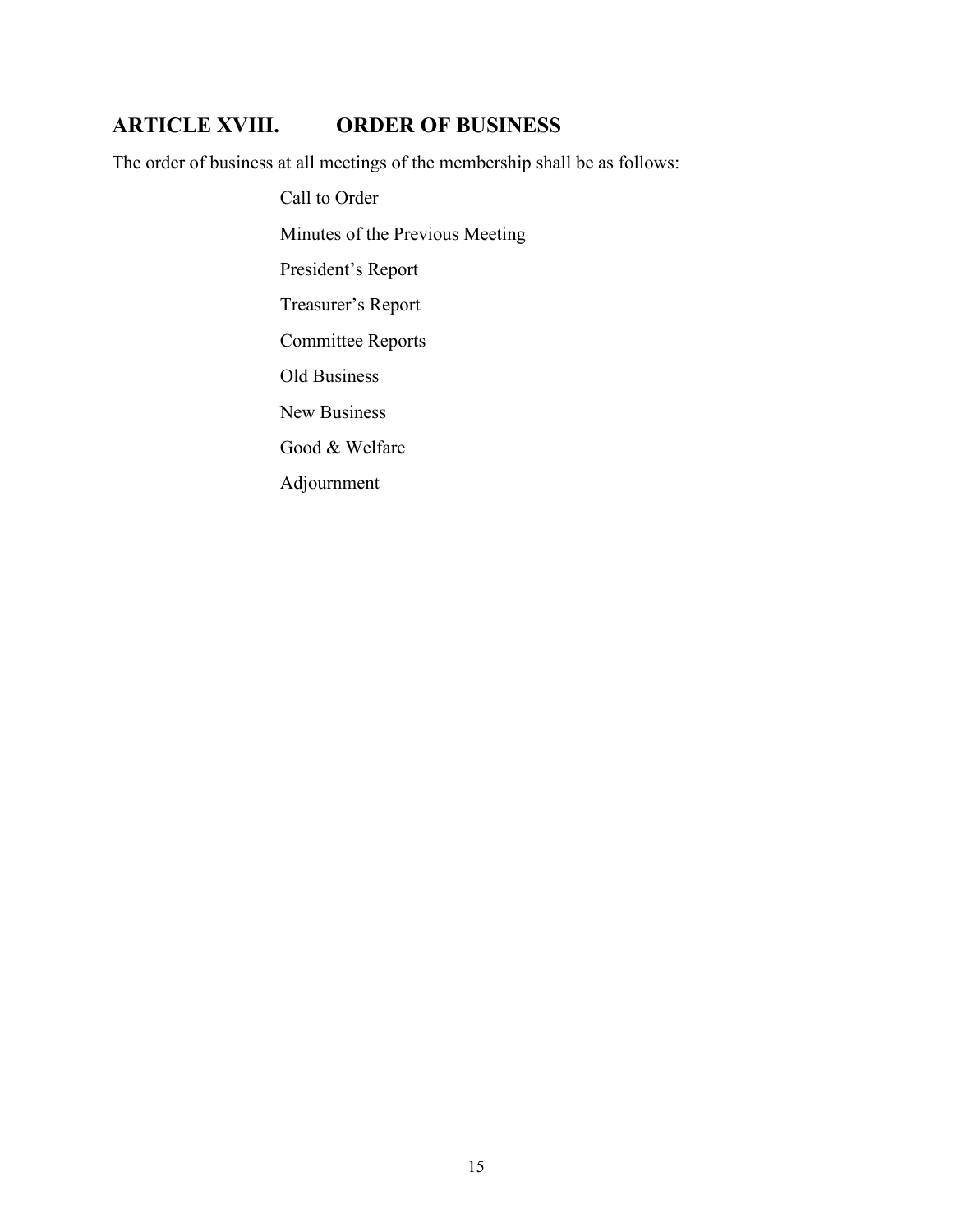## ARTICLE XVIII. ORDER OF BUSINESS

The order of business at all meetings of the membership shall be as follows:

Call to Order

Minutes of the Previous Meeting

President's Report

Treasurer's Report

Committee Reports

Old Business

New Business

Good & Welfare

Adjournment